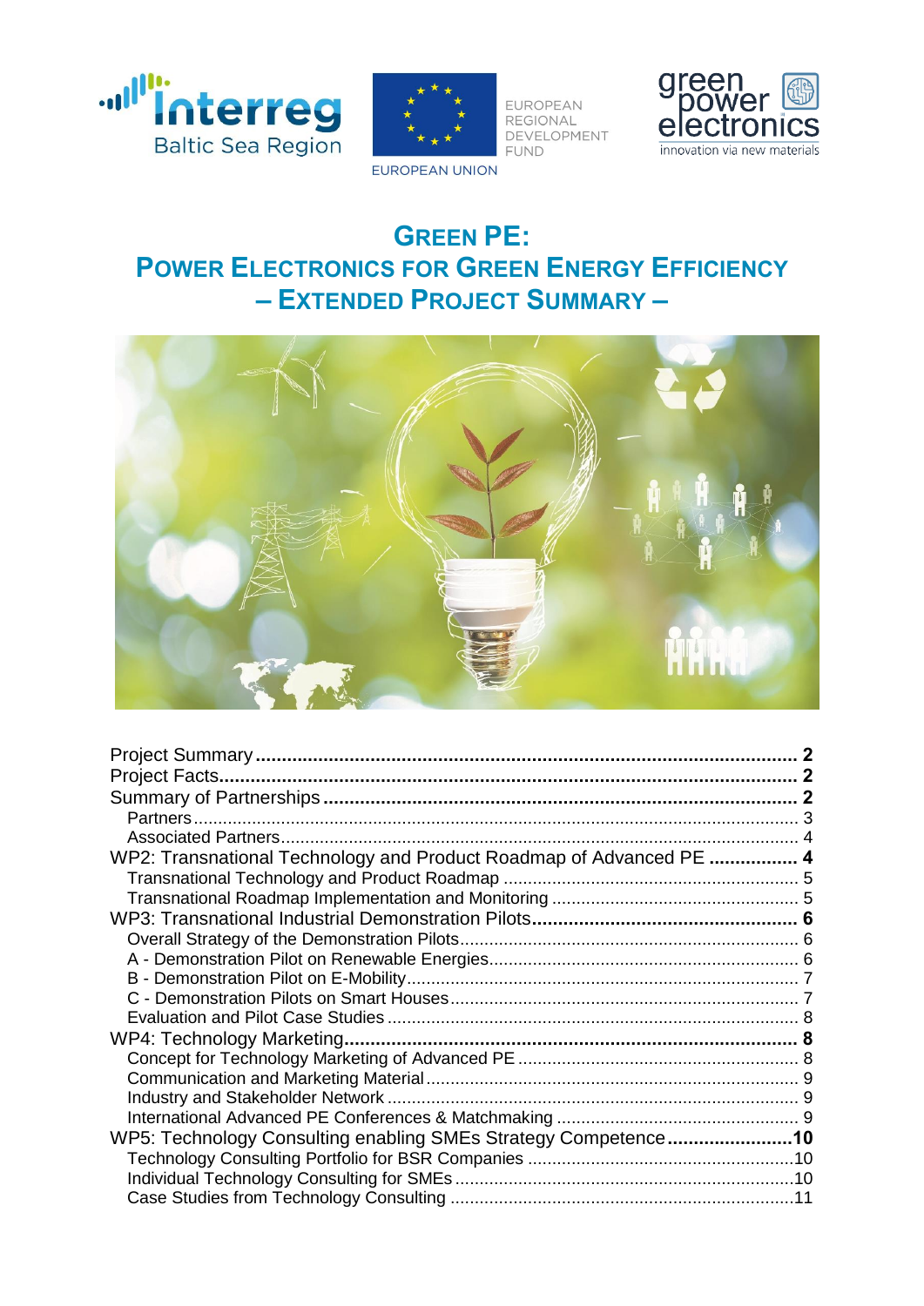# GREEN PE: POWER ELECTRONICS FOR GREEN ENERGY EFFICIENCY – EXTENDED PROJECT SUMMARY –

Project Summary ........................................................................................ 2
Project Facts................................................................................................ 2
Summary of Partnerships ........................................................................... 2
Partners ........................................................................................................ 3
Associated Partners ...................................................................................... 4
WP2: Transnational Technology and Product Roadmap of Advanced PE ................. 4
Transnational Technology and Product Roadmap ............................................ 5
Transnational Roadmap Implementation and Monitoring .................................. 5
WP3: Transnational Industrial Demonstration Pilots .......................................... 6
Overall Strategy of the Demonstration Pilots .................................................... 6
A - Demonstration Pilot on Renewable Energies ................................................ 6
B - Demonstration Pilot on E-Mobility ................................................................ 7
C - Demonstration Pilots on Smart Houses ........................................................ 7
Evaluation and Pilot Case Studies .................................................................... 8
WP4: Technology Marketing ........................................................................... 8
Concept for Technology Marketing of Advanced PE .......................................... 8
Communication and Marketing Material ............................................................ 9
Industry and Stakeholder Network .................................................................... 9
International Advanced PE Conferences & Matchmaking ................................. 9
WP5: Technology Consulting enabling SMEs Strategy Competence ..................... 10
Technology Consulting Portfolio for BSR Companies ........................................ 10
Individual Technology Consulting for SMEs ...................................................... 10
Case Studies from Technology Consulting ....................................................... 11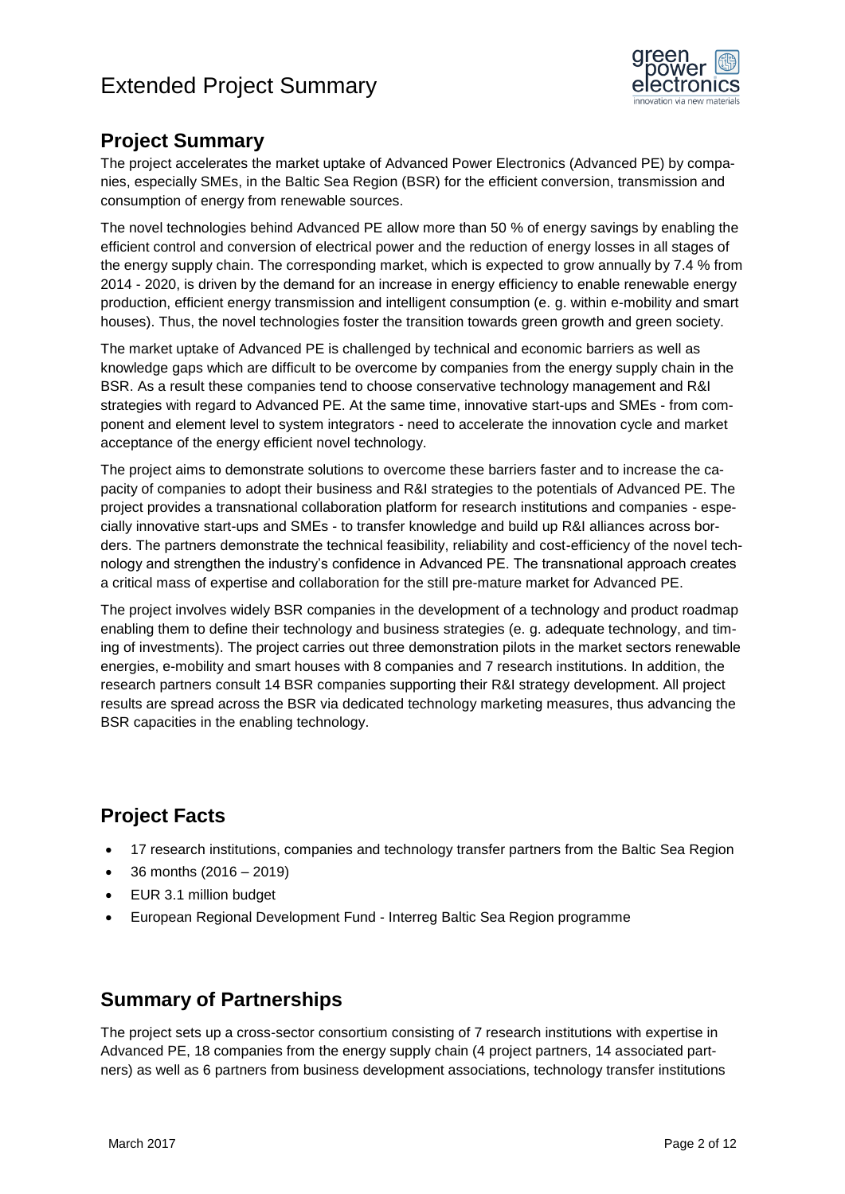## Project Summary

The project accelerates the market uptake of Advanced Power Electronics (Advanced PE) by companies, especially SMEs, in the Baltic Sea Region (BSR) for the efficient conversion, transmission and consumption of energy from renewable sources.

The novel technologies behind Advanced PE allow more than 50 % of energy savings by enabling the efficient control and conversion of electrical power and the reduction of energy losses in all stages of the energy supply chain. The corresponding market, which is expected to grow annually by 7.4 % from 2014 - 2020, is driven by the demand for an increase in energy efficiency to enable renewable energy production, efficient energy transmission and intelligent consumption (e. g. within e-mobility and smart houses). Thus, the novel technologies foster the transition towards green growth and green society.

The market uptake of Advanced PE is challenged by technical and economic barriers as well as knowledge gaps which are difficult to be overcome by companies from the energy supply chain in the BSR. As a result these companies tend to choose conservative technology management and R&I strategies with regard to Advanced PE. At the same time, innovative start-ups and SMEs - from component and element level to system integrators - need to accelerate the innovation cycle and market acceptance of the energy efficient novel technology.

The project aims to demonstrate solutions to overcome these barriers faster and to increase the capacity of companies to adopt their business and R&I strategies to the potentials of Advanced PE. The project provides a transnational collaboration platform for research institutions and companies - especially innovative start-ups and SMEs - to transfer knowledge and build up R&I alliances across borders. The partners demonstrate the technical feasibility, reliability and cost-efficiency of the novel technology and strengthen the industry's confidence in Advanced PE. The transnational approach creates a critical mass of expertise and collaboration for the still pre-mature market for Advanced PE.

The project involves widely BSR companies in the development of a technology and product roadmap enabling them to define their technology and business strategies (e. g. adequate technology, and timing of investments). The project carries out three demonstration pilots in the market sectors renewable energies, e-mobility and smart houses with 8 companies and 7 research institutions. In addition, the research partners consult 14 BSR companies supporting their R&I strategy development. All project results are spread across the BSR via dedicated technology marketing measures, thus advancing the BSR capacities in the enabling technology.

## Project Facts

- 17 research institutions, companies and technology transfer partners from the Baltic Sea Region
- 36 months (2016 – 2019)
- EUR 3.1 million budget
- European Regional Development Fund - Interreg Baltic Sea Region programme

## Summary of Partnerships

The project sets up a cross-sector consortium consisting of 7 research institutions with expertise in Advanced PE, 18 companies from the energy supply chain (4 project partners, 14 associated partners) as well as 6 partners from business development associations, technology transfer institutions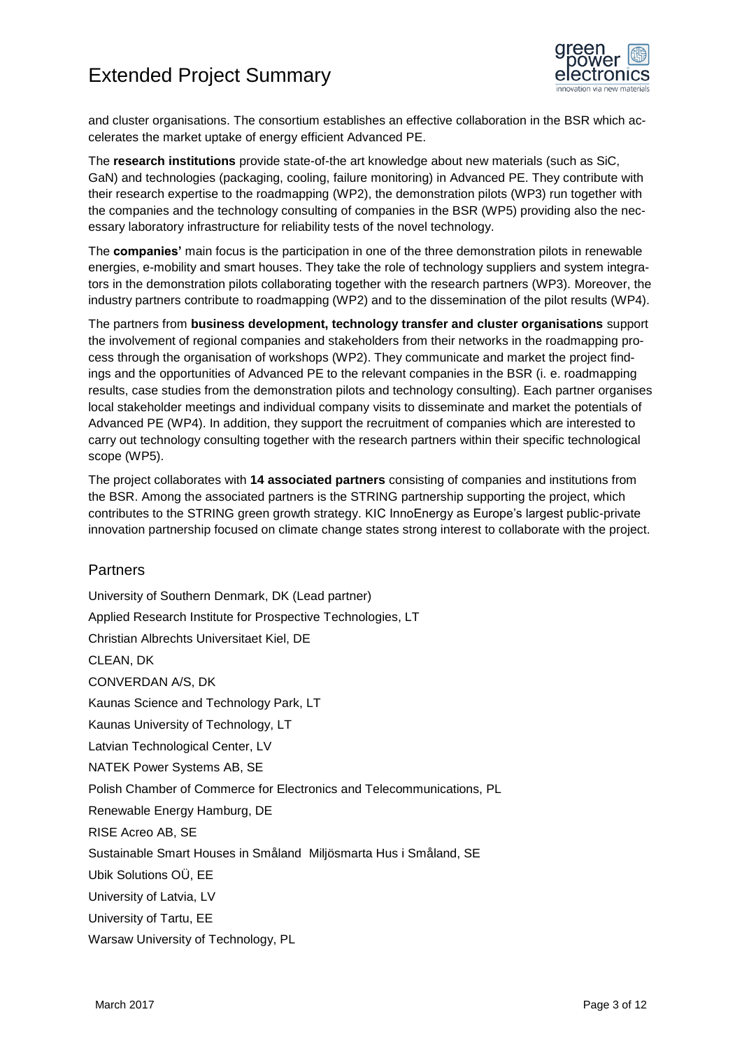and cluster organisations. The consortium establishes an effective collaboration in the BSR which accelerates the market uptake of energy efficient Advanced PE.

The **research institutions** provide state-of-the art knowledge about new materials (such as SiC, GaN) and technologies (packaging, cooling, failure monitoring) in Advanced PE. They contribute with their research expertise to the roadmapping (WP2), the demonstration pilots (WP3) run together with the companies and the technology consulting of companies in the BSR (WP5) providing also the necessary laboratory infrastructure for reliability tests of the novel technology.

The **companies'** main focus is the participation in one of the three demonstration pilots in renewable energies, e-mobility and smart houses. They take the role of technology suppliers and system integrators in the demonstration pilots collaborating together with the research partners (WP3). Moreover, the industry partners contribute to roadmapping (WP2) and to the dissemination of the pilot results (WP4).

The partners from **business development, technology transfer and cluster organisations** support the involvement of regional companies and stakeholders from their networks in the roadmapping process through the organisation of workshops (WP2). They communicate and market the project findings and the opportunities of Advanced PE to the relevant companies in the BSR (i. e. roadmapping results, case studies from the demonstration pilots and technology consulting). Each partner organises local stakeholder meetings and individual company visits to disseminate and market the potentials of Advanced PE (WP4). In addition, they support the recruitment of companies which are interested to carry out technology consulting together with the research partners within their specific technological scope (WP5).

The project collaborates with **14 associated partners** consisting of companies and institutions from the BSR. Among the associated partners is the STRING partnership supporting the project, which contributes to the STRING green growth strategy. KIC InnoEnergy as Europe's largest public-private innovation partnership focused on climate change states strong interest to collaborate with the project.

## Partners

University of Southern Denmark, DK (Lead partner)

Applied Research Institute for Prospective Technologies, LT

Christian Albrechts Universitaet Kiel, DE

CLEAN, DK

CONVERDAN A/S, DK

Kaunas Science and Technology Park, LT

Kaunas University of Technology, LT

Latvian Technological Center, LV

NATEK Power Systems AB, SE

Polish Chamber of Commerce for Electronics and Telecommunications, PL

Renewable Energy Hamburg, DE

RISE Acreo AB, SE

Sustainable Smart Houses in Småland Miljösmarta Hus i Småland, SE

Ubik Solutions OÜ, EE

University of Latvia, LV

University of Tartu, EE

Warsaw University of Technology, PL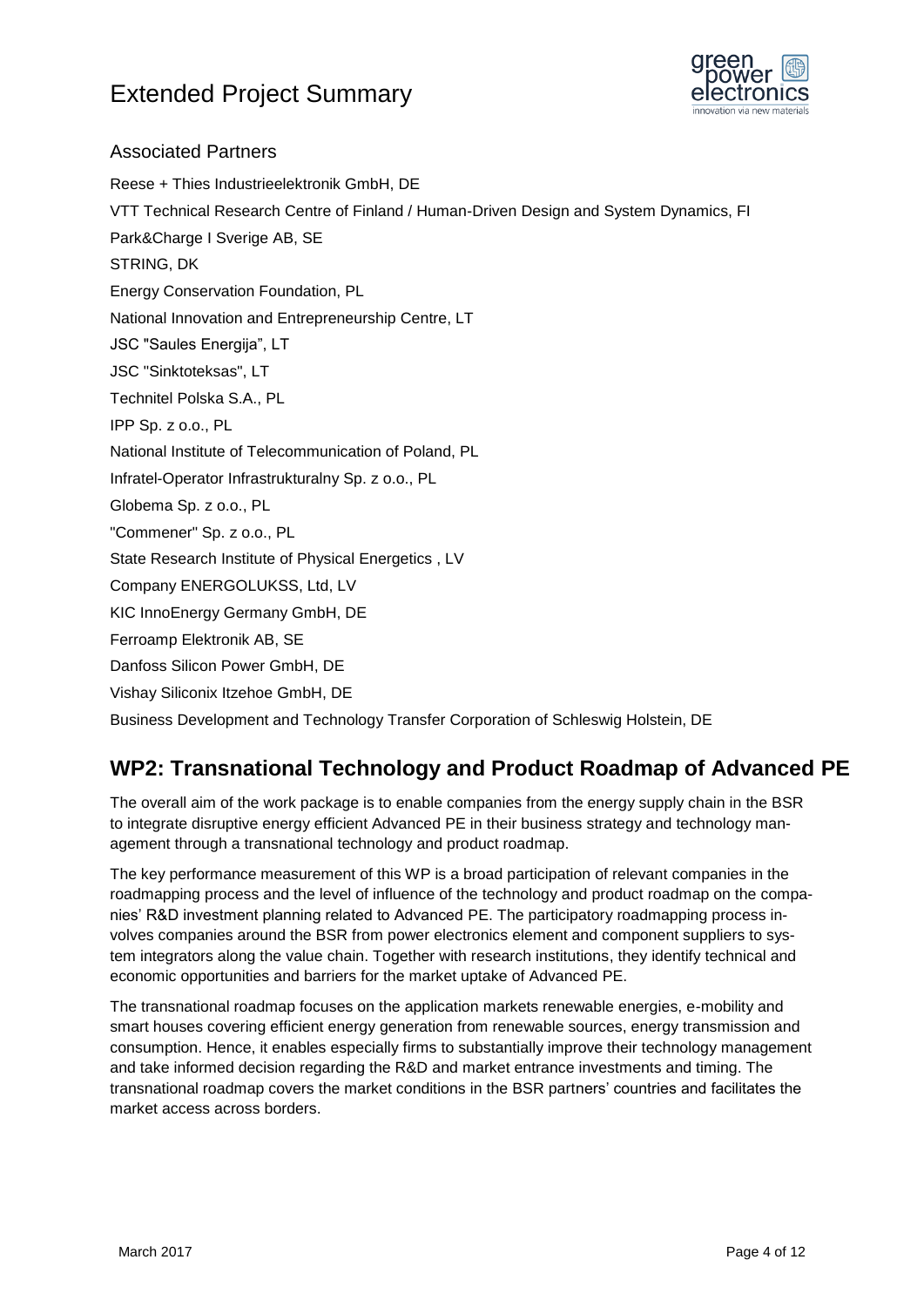### Associated Partners

Reese + Thies Industrieelektronik GmbH, DE

VTT Technical Research Centre of Finland / Human-Driven Design and System Dynamics, FI

Park&Charge I Sverige AB, SE

STRING, DK

Energy Conservation Foundation, PL

National Innovation and Entrepreneurship Centre, LT

JSC "Saules Energija", LT

JSC "Sinktoteksas", LT

Technitel Polska S.A., PL

IPP Sp. z o.o., PL

National Institute of Telecommunication of Poland, PL

Infratel-Operator Infrastrukturalny Sp. z o.o., PL

Globema Sp. z o.o., PL

"Commener" Sp. z o.o., PL

State Research Institute of Physical Energetics , LV

Company ENERGOLUKSS, Ltd, LV

KIC InnoEnergy Germany GmbH, DE

Ferroamp Elektronik AB, SE

Danfoss Silicon Power GmbH, DE

Vishay Siliconix Itzehoe GmbH, DE

Business Development and Technology Transfer Corporation of Schleswig Holstein, DE

## WP2: Transnational Technology and Product Roadmap of Advanced PE

The overall aim of the work package is to enable companies from the energy supply chain in the BSR to integrate disruptive energy efficient Advanced PE in their business strategy and technology management through a transnational technology and product roadmap.

The key performance measurement of this WP is a broad participation of relevant companies in the roadmapping process and the level of influence of the technology and product roadmap on the companies' R&D investment planning related to Advanced PE. The participatory roadmapping process involves companies around the BSR from power electronics element and component suppliers to system integrators along the value chain. Together with research institutions, they identify technical and economic opportunities and barriers for the market uptake of Advanced PE.

The transnational roadmap focuses on the application markets renewable energies, e-mobility and smart houses covering efficient energy generation from renewable sources, energy transmission and consumption. Hence, it enables especially firms to substantially improve their technology management and take informed decision regarding the R&D and market entrance investments and timing. The transnational roadmap covers the market conditions in the BSR partners' countries and facilitates the market access across borders.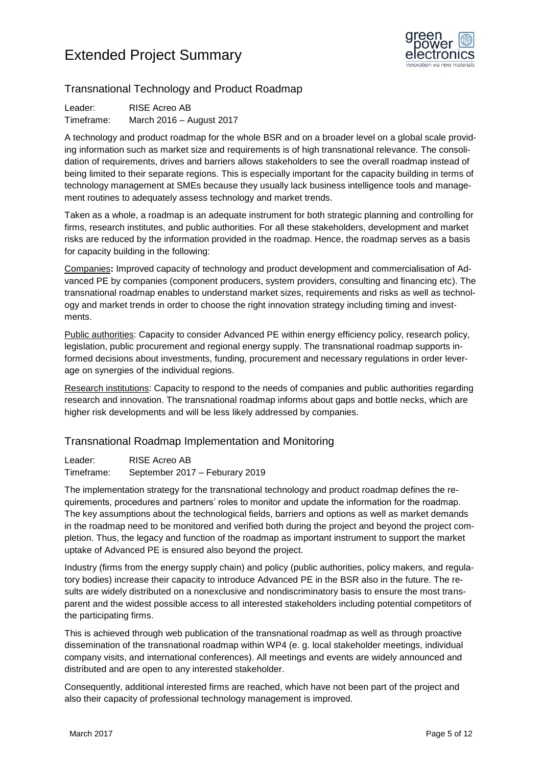## Transnational Technology and Product Roadmap

Leader: RISE Acreo AB
Timeframe: March 2016 – August 2017

A technology and product roadmap for the whole BSR and on a broader level on a global scale providing information such as market size and requirements is of high transnational relevance. The consolidation of requirements, drives and barriers allows stakeholders to see the overall roadmap instead of being limited to their separate regions. This is especially important for the capacity building in terms of technology management at SMEs because they usually lack business intelligence tools and management routines to adequately assess technology and market trends.

Taken as a whole, a roadmap is an adequate instrument for both strategic planning and controlling for firms, research institutes, and public authorities. For all these stakeholders, development and market risks are reduced by the information provided in the roadmap. Hence, the roadmap serves as a basis for capacity building in the following:

**Companies:** Improved capacity of technology and product development and commercialisation of Advanced PE by companies (component producers, system providers, consulting and financing etc). The transnational roadmap enables to understand market sizes, requirements and risks as well as technology and market trends in order to choose the right innovation strategy including timing and investments.

Public authorities: Capacity to consider Advanced PE within energy efficiency policy, research policy, legislation, public procurement and regional energy supply. The transnational roadmap supports informed decisions about investments, funding, procurement and necessary regulations in order leverage on synergies of the individual regions.

Research institutions: Capacity to respond to the needs of companies and public authorities regarding research and innovation. The transnational roadmap informs about gaps and bottle necks, which are higher risk developments and will be less likely addressed by companies.

## Transnational Roadmap Implementation and Monitoring

Leader: RISE Acreo AB
Timeframe: September 2017 – Feburary 2019

The implementation strategy for the transnational technology and product roadmap defines the requirements, procedures and partners' roles to monitor and update the information for the roadmap. The key assumptions about the technological fields, barriers and options as well as market demands in the roadmap need to be monitored and verified both during the project and beyond the project completion. Thus, the legacy and function of the roadmap as important instrument to support the market uptake of Advanced PE is ensured also beyond the project.

Industry (firms from the energy supply chain) and policy (public authorities, policy makers, and regulatory bodies) increase their capacity to introduce Advanced PE in the BSR also in the future. The results are widely distributed on a nonexclusive and nondiscriminatory basis to ensure the most transparent and the widest possible access to all interested stakeholders including potential competitors of the participating firms.

This is achieved through web publication of the transnational roadmap as well as through proactive dissemination of the transnational roadmap within WP4 (e. g. local stakeholder meetings, individual company visits, and international conferences). All meetings and events are widely announced and distributed and are open to any interested stakeholder.

Consequently, additional interested firms are reached, which have not been part of the project and also their capacity of professional technology management is improved.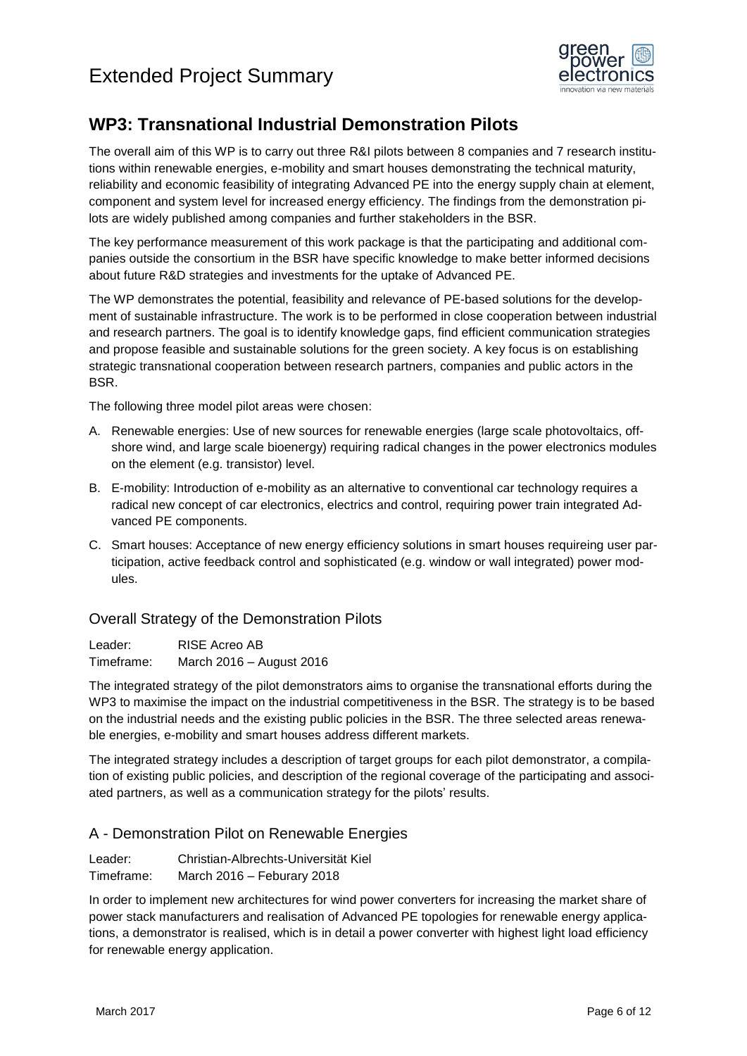## WP3: Transnational Industrial Demonstration Pilots

The overall aim of this WP is to carry out three R&I pilots between 8 companies and 7 research institutions within renewable energies, e-mobility and smart houses demonstrating the technical maturity, reliability and economic feasibility of integrating Advanced PE into the energy supply chain at element, component and system level for increased energy efficiency. The findings from the demonstration pilots are widely published among companies and further stakeholders in the BSR.

The key performance measurement of this work package is that the participating and additional companies outside the consortium in the BSR have specific knowledge to make better informed decisions about future R&D strategies and investments for the uptake of Advanced PE.

The WP demonstrates the potential, feasibility and relevance of PE-based solutions for the development of sustainable infrastructure. The work is to be performed in close cooperation between industrial and research partners. The goal is to identify knowledge gaps, find efficient communication strategies and propose feasible and sustainable solutions for the green society. A key focus is on establishing strategic transnational cooperation between research partners, companies and public actors in the BSR.

The following three model pilot areas were chosen:

A. Renewable energies: Use of new sources for renewable energies (large scale photovoltaics, offshore wind, and large scale bioenergy) requiring radical changes in the power electronics modules on the element (e.g. transistor) level.

B. E-mobility: Introduction of e-mobility as an alternative to conventional car technology requires a radical new concept of car electronics, electrics and control, requiring power train integrated Advanced PE components.

C. Smart houses: Acceptance of new energy efficiency solutions in smart houses requireing user participation, active feedback control and sophisticated (e.g. window or wall integrated) power modules.

### Overall Strategy of the Demonstration Pilots

Leader: RISE Acreo AB
Timeframe: March 2016 – August 2016

The integrated strategy of the pilot demonstrators aims to organise the transnational efforts during the WP3 to maximise the impact on the industrial competitiveness in the BSR. The strategy is to be based on the industrial needs and the existing public policies in the BSR. The three selected areas renewable energies, e-mobility and smart houses address different markets.

The integrated strategy includes a description of target groups for each pilot demonstrator, a compilation of existing public policies, and description of the regional coverage of the participating and associated partners, as well as a communication strategy for the pilots' results.

### A - Demonstration Pilot on Renewable Energies

Leader: Christian-Albrechts-Universität Kiel
Timeframe: March 2016 – Feburary 2018

In order to implement new architectures for wind power converters for increasing the market share of power stack manufacturers and realisation of Advanced PE topologies for renewable energy applications, a demonstrator is realised, which is in detail a power converter with highest light load efficiency for renewable energy application.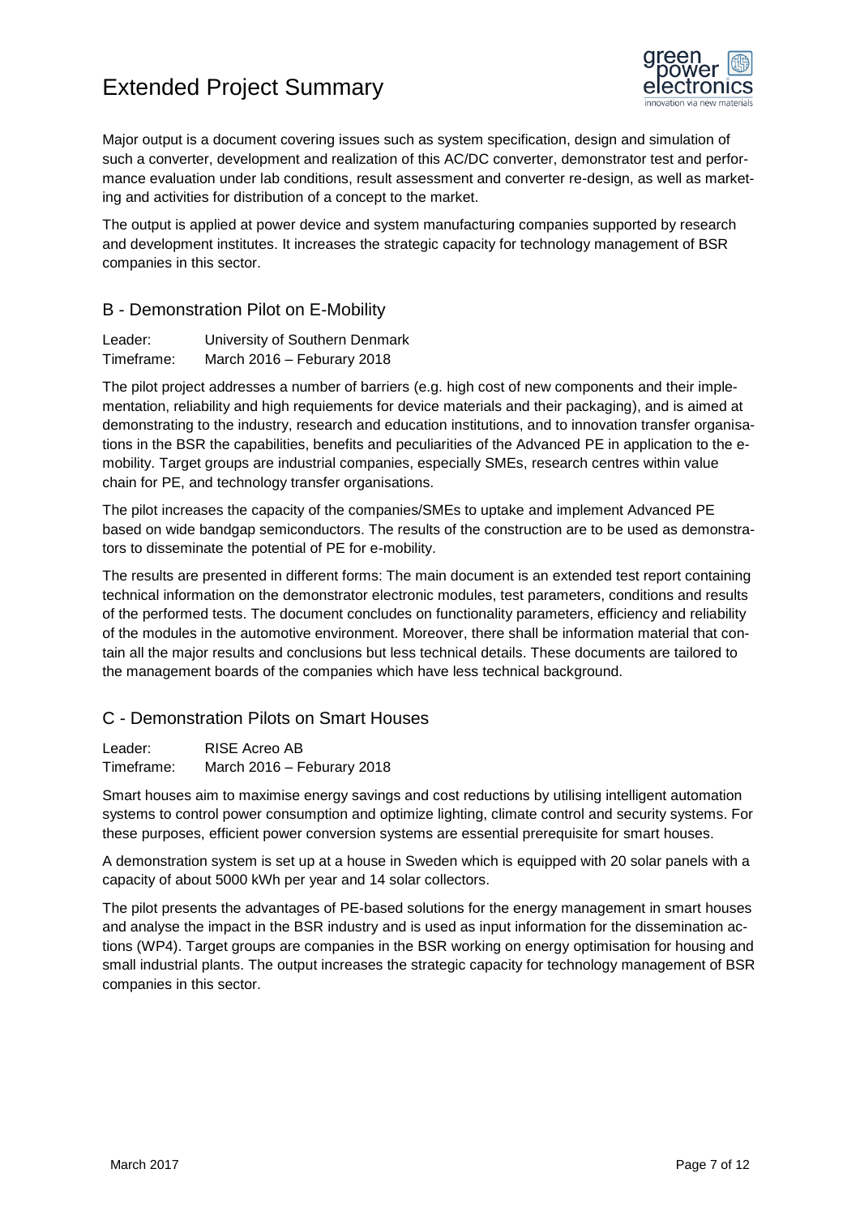Major output is a document covering issues such as system specification, design and simulation of such a converter, development and realization of this AC/DC converter, demonstrator test and performance evaluation under lab conditions, result assessment and converter re-design, as well as marketing and activities for distribution of a concept to the market.

The output is applied at power device and system manufacturing companies supported by research and development institutes. It increases the strategic capacity for technology management of BSR companies in this sector.

## B - Demonstration Pilot on E-Mobility

Leader: University of Southern Denmark
Timeframe: March 2016 – Feburary 2018

The pilot project addresses a number of barriers (e.g. high cost of new components and their implementation, reliability and high requiements for device materials and their packaging), and is aimed at demonstrating to the industry, research and education institutions, and to innovation transfer organisations in the BSR the capabilities, benefits and peculiarities of the Advanced PE in application to the e-mobility. Target groups are industrial companies, especially SMEs, research centres within value chain for PE, and technology transfer organisations.

The pilot increases the capacity of the companies/SMEs to uptake and implement Advanced PE based on wide bandgap semiconductors. The results of the construction are to be used as demonstrators to disseminate the potential of PE for e-mobility.

The results are presented in different forms: The main document is an extended test report containing technical information on the demonstrator electronic modules, test parameters, conditions and results of the performed tests. The document concludes on functionality parameters, efficiency and reliability of the modules in the automotive environment. Moreover, there shall be information material that contain all the major results and conclusions but less technical details. These documents are tailored to the management boards of the companies which have less technical background.

## C - Demonstration Pilots on Smart Houses

Leader: RISE Acreo AB
Timeframe: March 2016 – Feburary 2018

Smart houses aim to maximise energy savings and cost reductions by utilising intelligent automation systems to control power consumption and optimize lighting, climate control and security systems. For these purposes, efficient power conversion systems are essential prerequisite for smart houses.

A demonstration system is set up at a house in Sweden which is equipped with 20 solar panels with a capacity of about 5000 kWh per year and 14 solar collectors.

The pilot presents the advantages of PE-based solutions for the energy management in smart houses and analyse the impact in the BSR industry and is used as input information for the dissemination actions (WP4). Target groups are companies in the BSR working on energy optimisation for housing and small industrial plants. The output increases the strategic capacity for technology management of BSR companies in this sector.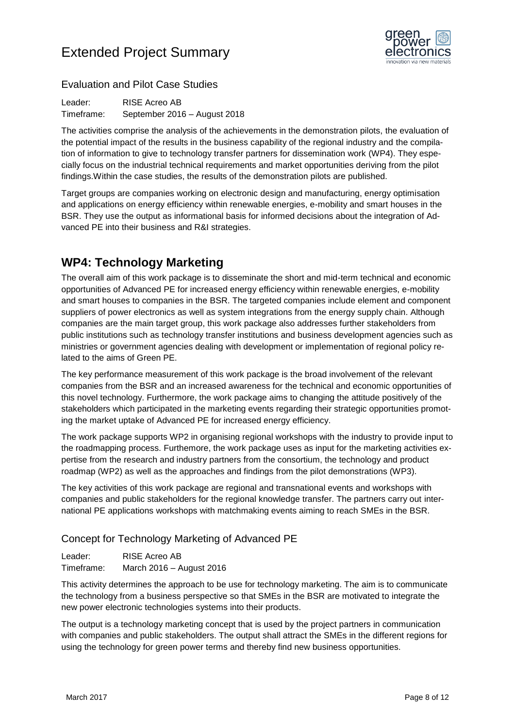### Evaluation and Pilot Case Studies

Leader: RISE Acreo AB
Timeframe: September 2016 – August 2018

The activities comprise the analysis of the achievements in the demonstration pilots, the evaluation of the potential impact of the results in the business capability of the regional industry and the compilation of information to give to technology transfer partners for dissemination work (WP4). They especially focus on the industrial technical requirements and market opportunities deriving from the pilot findings.Within the case studies, the results of the demonstration pilots are published.

Target groups are companies working on electronic design and manufacturing, energy optimisation and applications on energy efficiency within renewable energies, e-mobility and smart houses in the BSR. They use the output as informational basis for informed decisions about the integration of Advanced PE into their business and R&I strategies.

## WP4: Technology Marketing

The overall aim of this work package is to disseminate the short and mid-term technical and economic opportunities of Advanced PE for increased energy efficiency within renewable energies, e-mobility and smart houses to companies in the BSR. The targeted companies include element and component suppliers of power electronics as well as system integrations from the energy supply chain. Although companies are the main target group, this work package also addresses further stakeholders from public institutions such as technology transfer institutions and business development agencies such as ministries or government agencies dealing with development or implementation of regional policy related to the aims of Green PE.

The key performance measurement of this work package is the broad involvement of the relevant companies from the BSR and an increased awareness for the technical and economic opportunities of this novel technology. Furthermore, the work package aims to changing the attitude positively of the stakeholders which participated in the marketing events regarding their strategic opportunities promoting the market uptake of Advanced PE for increased energy efficiency.

The work package supports WP2 in organising regional workshops with the industry to provide input to the roadmapping process. Furthemore, the work package uses as input for the marketing activities expertise from the research and industry partners from the consortium, the technology and product roadmap (WP2) as well as the approaches and findings from the pilot demonstrations (WP3).

The key activities of this work package are regional and transnational events and workshops with companies and public stakeholders for the regional knowledge transfer. The partners carry out international PE applications workshops with matchmaking events aiming to reach SMEs in the BSR.

### Concept for Technology Marketing of Advanced PE

Leader: RISE Acreo AB
Timeframe: March 2016 – August 2016

This activity determines the approach to be use for technology marketing. The aim is to communicate the technology from a business perspective so that SMEs in the BSR are motivated to integrate the new power electronic technologies systems into their products.

The output is a technology marketing concept that is used by the project partners in communication with companies and public stakeholders. The output shall attract the SMEs in the different regions for using the technology for green power terms and thereby find new business opportunities.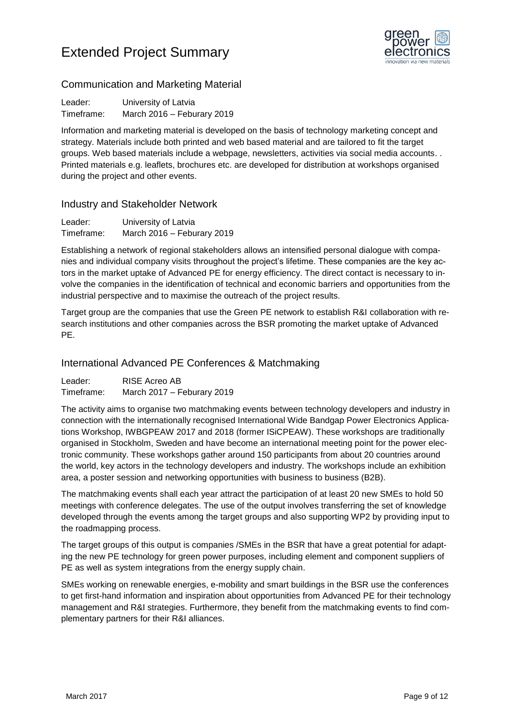## Communication and Marketing Material

Leader: University of Latvia
Timeframe: March 2016 – Feburary 2019

Information and marketing material is developed on the basis of technology marketing concept and strategy. Materials include both printed and web based material and are tailored to fit the target groups. Web based materials include a webpage, newsletters, activities via social media accounts. . Printed materials e.g. leaflets, brochures etc. are developed for distribution at workshops organised during the project and other events.

## Industry and Stakeholder Network

Leader: University of Latvia
Timeframe: March 2016 – Feburary 2019

Establishing a network of regional stakeholders allows an intensified personal dialogue with companies and individual company visits throughout the project's lifetime. These companies are the key actors in the market uptake of Advanced PE for energy efficiency. The direct contact is necessary to involve the companies in the identification of technical and economic barriers and opportunities from the industrial perspective and to maximise the outreach of the project results.

Target group are the companies that use the Green PE network to establish R&I collaboration with research institutions and other companies across the BSR promoting the market uptake of Advanced PE.

## International Advanced PE Conferences & Matchmaking

Leader: RISE Acreo AB
Timeframe: March 2017 – Feburary 2019

The activity aims to organise two matchmaking events between technology developers and industry in connection with the internationally recognised International Wide Bandgap Power Electronics Applications Workshop, IWBGPEAW 2017 and 2018 (former ISiCPEAW). These workshops are traditionally organised in Stockholm, Sweden and have become an international meeting point for the power electronic community. These workshops gather around 150 participants from about 20 countries around the world, key actors in the technology developers and industry. The workshops include an exhibition area, a poster session and networking opportunities with business to business (B2B).

The matchmaking events shall each year attract the participation of at least 20 new SMEs to hold 50 meetings with conference delegates. The use of the output involves transferring the set of knowledge developed through the events among the target groups and also supporting WP2 by providing input to the roadmapping process.

The target groups of this output is companies /SMEs in the BSR that have a great potential for adapting the new PE technology for green power purposes, including element and component suppliers of PE as well as system integrations from the energy supply chain.

SMEs working on renewable energies, e-mobility and smart buildings in the BSR use the conferences to get first-hand information and inspiration about opportunities from Advanced PE for their technology management and R&I strategies. Furthermore, they benefit from the matchmaking events to find complementary partners for their R&I alliances.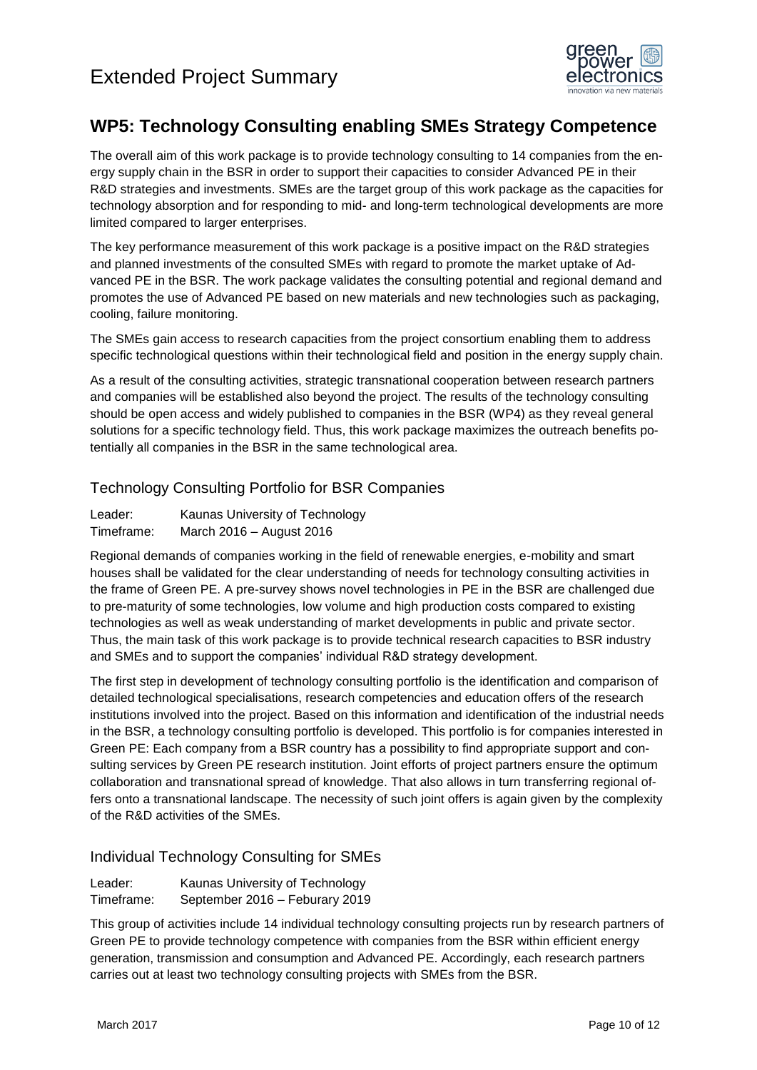## WP5: Technology Consulting enabling SMEs Strategy Competence

The overall aim of this work package is to provide technology consulting to 14 companies from the energy supply chain in the BSR in order to support their capacities to consider Advanced PE in their R&D strategies and investments. SMEs are the target group of this work package as the capacities for technology absorption and for responding to mid- and long-term technological developments are more limited compared to larger enterprises.

The key performance measurement of this work package is a positive impact on the R&D strategies and planned investments of the consulted SMEs with regard to promote the market uptake of Advanced PE in the BSR. The work package validates the consulting potential and regional demand and promotes the use of Advanced PE based on new materials and new technologies such as packaging, cooling, failure monitoring.

The SMEs gain access to research capacities from the project consortium enabling them to address specific technological questions within their technological field and position in the energy supply chain.

As a result of the consulting activities, strategic transnational cooperation between research partners and companies will be established also beyond the project. The results of the technology consulting should be open access and widely published to companies in the BSR (WP4) as they reveal general solutions for a specific technology field. Thus, this work package maximizes the outreach benefits potentially all companies in the BSR in the same technological area.

### Technology Consulting Portfolio for BSR Companies

Leader: Kaunas University of Technology
Timeframe: March 2016 – August 2016

Regional demands of companies working in the field of renewable energies, e-mobility and smart houses shall be validated for the clear understanding of needs for technology consulting activities in the frame of Green PE. A pre-survey shows novel technologies in PE in the BSR are challenged due to pre-maturity of some technologies, low volume and high production costs compared to existing technologies as well as weak understanding of market developments in public and private sector. Thus, the main task of this work package is to provide technical research capacities to BSR industry and SMEs and to support the companies' individual R&D strategy development.

The first step in development of technology consulting portfolio is the identification and comparison of detailed technological specialisations, research competencies and education offers of the research institutions involved into the project. Based on this information and identification of the industrial needs in the BSR, a technology consulting portfolio is developed. This portfolio is for companies interested in Green PE: Each company from a BSR country has a possibility to find appropriate support and consulting services by Green PE research institution. Joint efforts of project partners ensure the optimum collaboration and transnational spread of knowledge. That also allows in turn transferring regional offers onto a transnational landscape. The necessity of such joint offers is again given by the complexity of the R&D activities of the SMEs.

### Individual Technology Consulting for SMEs

Leader: Kaunas University of Technology
Timeframe: September 2016 – Feburary 2019

This group of activities include 14 individual technology consulting projects run by research partners of Green PE to provide technology competence with companies from the BSR within efficient energy generation, transmission and consumption and Advanced PE. Accordingly, each research partners carries out at least two technology consulting projects with SMEs from the BSR.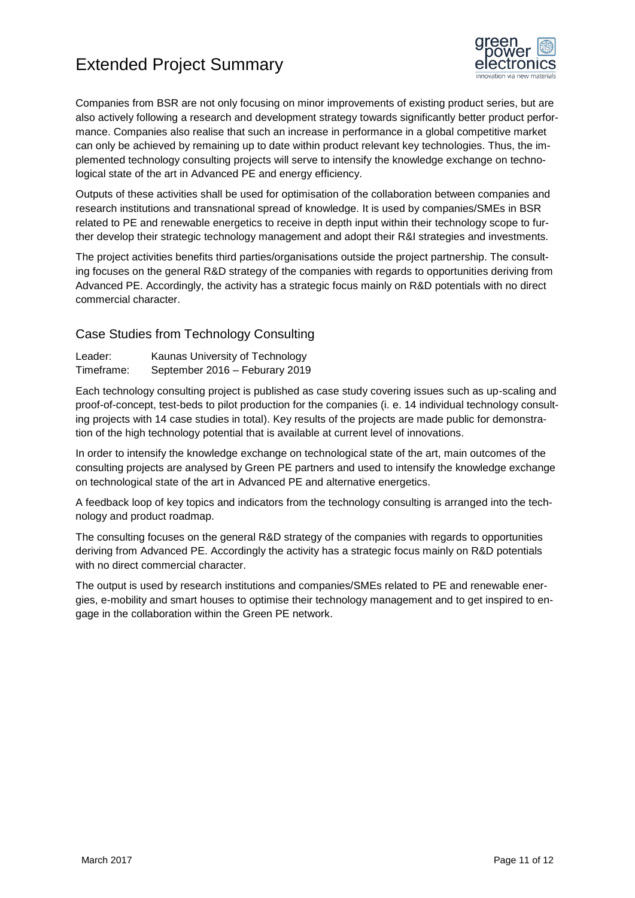Companies from BSR are not only focusing on minor improvements of existing product series, but are also actively following a research and development strategy towards significantly better product performance. Companies also realise that such an increase in performance in a global competitive market can only be achieved by remaining up to date within product relevant key technologies. Thus, the implemented technology consulting projects will serve to intensify the knowledge exchange on technological state of the art in Advanced PE and energy efficiency.

Outputs of these activities shall be used for optimisation of the collaboration between companies and research institutions and transnational spread of knowledge. It is used by companies/SMEs in BSR related to PE and renewable energetics to receive in depth input within their technology scope to further develop their strategic technology management and adopt their R&I strategies and investments.

The project activities benefits third parties/organisations outside the project partnership. The consulting focuses on the general R&D strategy of the companies with regards to opportunities deriving from Advanced PE. Accordingly, the activity has a strategic focus mainly on R&D potentials with no direct commercial character.

## Case Studies from Technology Consulting

Leader: Kaunas University of Technology
Timeframe: September 2016 – Feburary 2019

Each technology consulting project is published as case study covering issues such as up-scaling and proof-of-concept, test-beds to pilot production for the companies (i. e. 14 individual technology consulting projects with 14 case studies in total). Key results of the projects are made public for demonstration of the high technology potential that is available at current level of innovations.

In order to intensify the knowledge exchange on technological state of the art, main outcomes of the consulting projects are analysed by Green PE partners and used to intensify the knowledge exchange on technological state of the art in Advanced PE and alternative energetics.

A feedback loop of key topics and indicators from the technology consulting is arranged into the technology and product roadmap.

The consulting focuses on the general R&D strategy of the companies with regards to opportunities deriving from Advanced PE. Accordingly the activity has a strategic focus mainly on R&D potentials with no direct commercial character.

The output is used by research institutions and companies/SMEs related to PE and renewable energies, e-mobility and smart houses to optimise their technology management and to get inspired to engage in the collaboration within the Green PE network.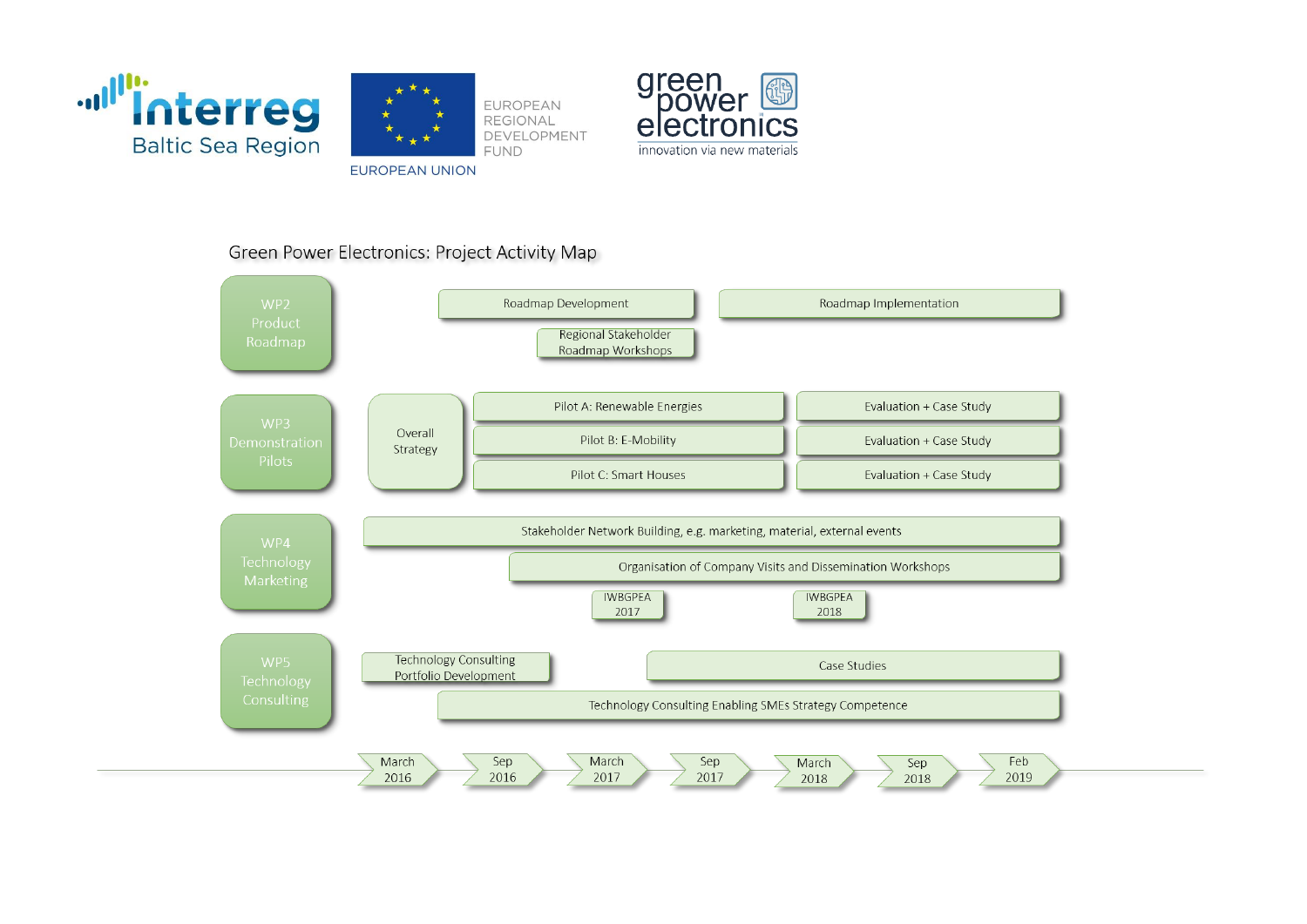Interreg
Baltic Sea Region

EUROPEAN UNION
EUROPEAN REGIONAL DEVELOPMENT FUND

green power electronics
innovation via new materials

## Green Power Electronics: Project Activity Map

**WP2 Product Roadmap**
- Roadmap Development
- Regional Stakeholder Roadmap Workshops
- Roadmap Implementation

**WP3 Demonstration Pilots**
- Overall Strategy
- Pilot A: Renewable Energies
- Pilot B: E-Mobility
- Pilot C: Smart Houses
- Evaluation + Case Study
- Evaluation + Case Study
- Evaluation + Case Study

**WP4 Technology Marketing**
- Stakeholder Network Building, e.g. marketing, material, external events
- Organisation of Company Visits and Dissemination Workshops
- IWBGPEA 2017
- IWBGPEA 2018

**WP5 Technology Consulting**
- Technology Consulting Portfolio Development
- Case Studies
- Technology Consulting Enabling SMEs Strategy Competence

March 2016
Sep 2016
March 2017
Sep 2017
March 2018
Sep 2018
Feb 2019